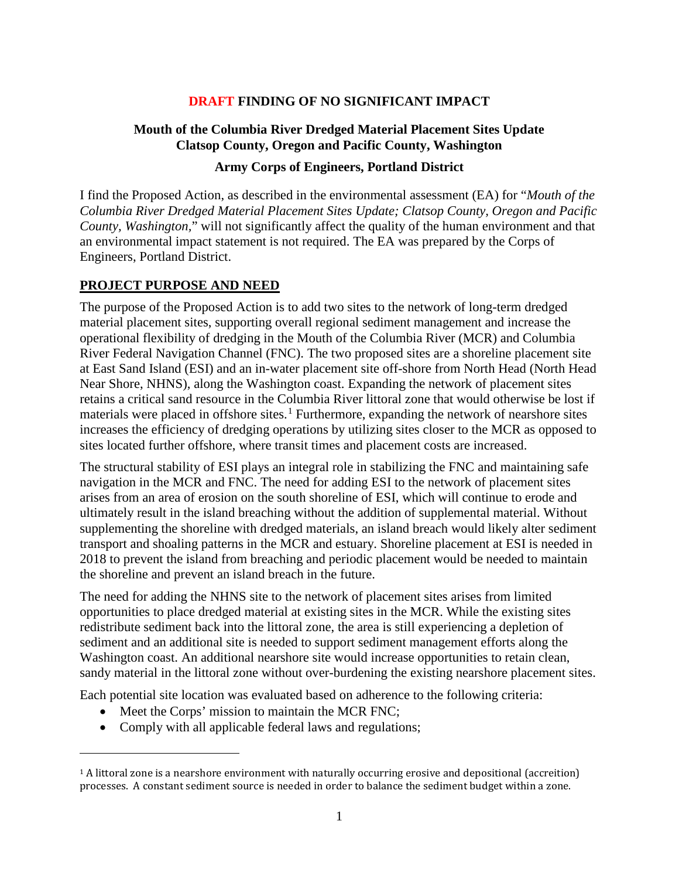# DRAFT FINDING OF NO SIGNIFICANT IMPACT

## Mouth of the Columbia River Dredged Material Placement Sites Update Clatsop County, Oregon and Pacific County, Washington

### Army Corps of Engineers, Portland District

I find the Proposed Action, as described in the environmental assessment (EA) for "*Mouth of the Columbia River Dredged Material Placement Sites Update; Clatsop County, Oregon and Pacific County, Washington*," will not significantly affect the quality of the human environment and that an environmental impact statement is not required. The EA was prepared by the Corps of Engineers, Portland District.

## PROJECT PURPOSE AND NEED

The purpose of the Proposed Action is to add two sites to the network of long-term dredged material placement sites, supporting overall regional sediment management and increase the operational flexibility of dredging in the Mouth of the Columbia River (MCR) and Columbia River Federal Navigation Channel (FNC). The two proposed sites are a shoreline placement site at East Sand Island (ESI) and an in-water placement site off-shore from North Head (North Head Near Shore, NHNS), along the Washington coast. Expanding the network of placement sites retains a critical sand resource in the Columbia River littoral zone that would otherwise be lost if materials were placed in offshore sites.[1] Furthermore, expanding the network of nearshore sites increases the efficiency of dredging operations by utilizing sites closer to the MCR as opposed to sites located further offshore, where transit times and placement costs are increased.

The structural stability of ESI plays an integral role in stabilizing the FNC and maintaining safe navigation in the MCR and FNC. The need for adding ESI to the network of placement sites arises from an area of erosion on the south shoreline of ESI, which will continue to erode and ultimately result in the island breaching without the addition of supplemental material. Without supplementing the shoreline with dredged materials, an island breach would likely alter sediment transport and shoaling patterns in the MCR and estuary. Shoreline placement at ESI is needed in 2018 to prevent the island from breaching and periodic placement would be needed to maintain the shoreline and prevent an island breach in the future.

The need for adding the NHNS site to the network of placement sites arises from limited opportunities to place dredged material at existing sites in the MCR. While the existing sites redistribute sediment back into the littoral zone, the area is still experiencing a depletion of sediment and an additional site is needed to support sediment management efforts along the Washington coast. An additional nearshore site would increase opportunities to retain clean, sandy material in the littoral zone without over-burdening the existing nearshore placement sites.

Each potential site location was evaluated based on adherence to the following criteria:

- Meet the Corps' mission to maintain the MCR FNC;
- Comply with all applicable federal laws and regulations;

[1] A littoral zone is a nearshore environment with naturally occurring erosive and depositional (accreition) processes. A constant sediment source is needed in order to balance the sediment budget within a zone.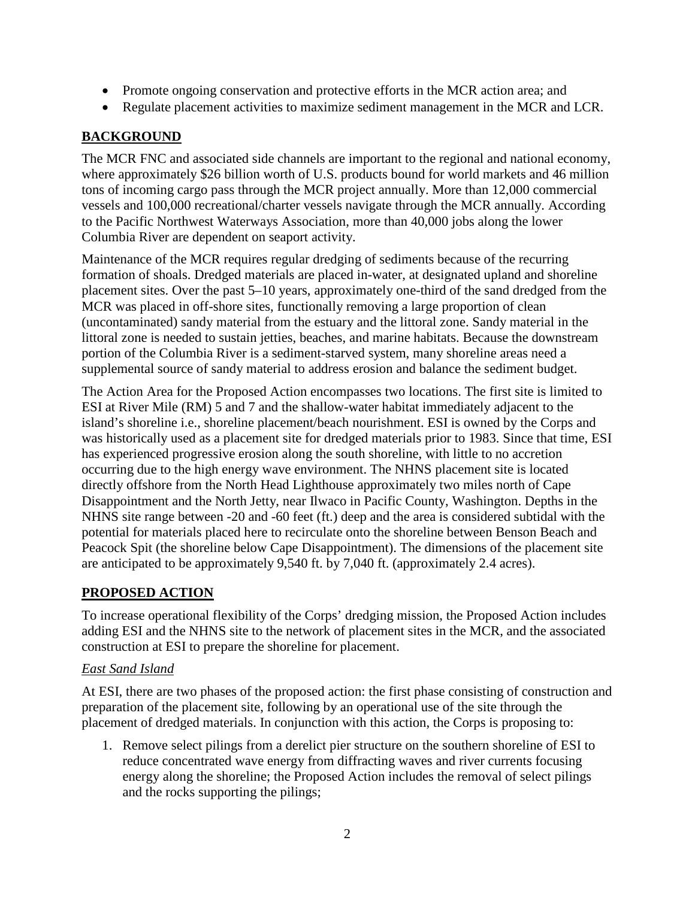- Promote ongoing conservation and protective efforts in the MCR action area; and
- Regulate placement activities to maximize sediment management in the MCR and LCR.

## BACKGROUND

The MCR FNC and associated side channels are important to the regional and national economy, where approximately $26 billion worth of U.S. products bound for world markets and 46 million tons of incoming cargo pass through the MCR project annually. More than 12,000 commercial vessels and 100,000 recreational/charter vessels navigate through the MCR annually. According to the Pacific Northwest Waterways Association, more than 40,000 jobs along the lower Columbia River are dependent on seaport activity.

Maintenance of the MCR requires regular dredging of sediments because of the recurring formation of shoals. Dredged materials are placed in-water, at designated upland and shoreline placement sites. Over the past 5–10 years, approximately one-third of the sand dredged from the MCR was placed in off-shore sites, functionally removing a large proportion of clean (uncontaminated) sandy material from the estuary and the littoral zone. Sandy material in the littoral zone is needed to sustain jetties, beaches, and marine habitats. Because the downstream portion of the Columbia River is a sediment-starved system, many shoreline areas need a supplemental source of sandy material to address erosion and balance the sediment budget.

The Action Area for the Proposed Action encompasses two locations. The first site is limited to ESI at River Mile (RM) 5 and 7 and the shallow-water habitat immediately adjacent to the island's shoreline i.e., shoreline placement/beach nourishment. ESI is owned by the Corps and was historically used as a placement site for dredged materials prior to 1983. Since that time, ESI has experienced progressive erosion along the south shoreline, with little to no accretion occurring due to the high energy wave environment. The NHNS placement site is located directly offshore from the North Head Lighthouse approximately two miles north of Cape Disappointment and the North Jetty, near Ilwaco in Pacific County, Washington. Depths in the NHNS site range between -20 and -60 feet (ft.) deep and the area is considered subtidal with the potential for materials placed here to recirculate onto the shoreline between Benson Beach and Peacock Spit (the shoreline below Cape Disappointment). The dimensions of the placement site are anticipated to be approximately 9,540 ft. by 7,040 ft. (approximately 2.4 acres).

## PROPOSED ACTION

To increase operational flexibility of the Corps' dredging mission, the Proposed Action includes adding ESI and the NHNS site to the network of placement sites in the MCR, and the associated construction at ESI to prepare the shoreline for placement.

### *East Sand Island*

At ESI, there are two phases of the proposed action: the first phase consisting of construction and preparation of the placement site, following by an operational use of the site through the placement of dredged materials. In conjunction with this action, the Corps is proposing to:

1. Remove select pilings from a derelict pier structure on the southern shoreline of ESI to reduce concentrated wave energy from diffracting waves and river currents focusing energy along the shoreline; the Proposed Action includes the removal of select pilings and the rocks supporting the pilings;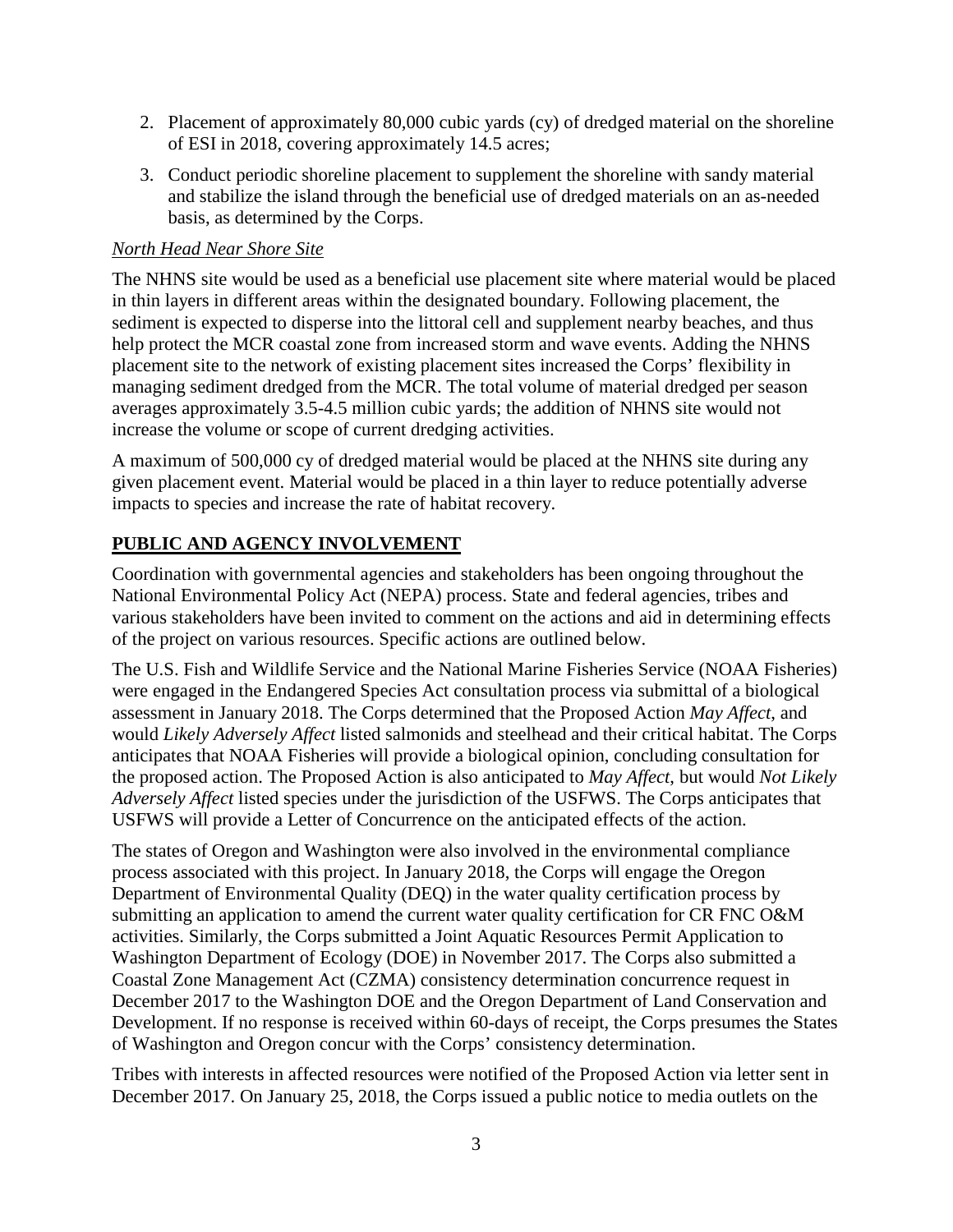2. Placement of approximately 80,000 cubic yards (cy) of dredged material on the shoreline of ESI in 2018, covering approximately 14.5 acres;
3. Conduct periodic shoreline placement to supplement the shoreline with sandy material and stabilize the island through the beneficial use of dredged materials on an as-needed basis, as determined by the Corps.

*North Head Near Shore Site*

The NHNS site would be used as a beneficial use placement site where material would be placed in thin layers in different areas within the designated boundary. Following placement, the sediment is expected to disperse into the littoral cell and supplement nearby beaches, and thus help protect the MCR coastal zone from increased storm and wave events. Adding the NHNS placement site to the network of existing placement sites increased the Corps' flexibility in managing sediment dredged from the MCR. The total volume of material dredged per season averages approximately 3.5-4.5 million cubic yards; the addition of NHNS site would not increase the volume or scope of current dredging activities.

A maximum of 500,000 cy of dredged material would be placed at the NHNS site during any given placement event. Material would be placed in a thin layer to reduce potentially adverse impacts to species and increase the rate of habitat recovery.

## PUBLIC AND AGENCY INVOLVEMENT

Coordination with governmental agencies and stakeholders has been ongoing throughout the National Environmental Policy Act (NEPA) process. State and federal agencies, tribes and various stakeholders have been invited to comment on the actions and aid in determining effects of the project on various resources. Specific actions are outlined below.

The U.S. Fish and Wildlife Service and the National Marine Fisheries Service (NOAA Fisheries) were engaged in the Endangered Species Act consultation process via submittal of a biological assessment in January 2018. The Corps determined that the Proposed Action *May Affect*, and would *Likely Adversely Affect* listed salmonids and steelhead and their critical habitat. The Corps anticipates that NOAA Fisheries will provide a biological opinion, concluding consultation for the proposed action. The Proposed Action is also anticipated to *May Affect*, but would *Not Likely Adversely Affect* listed species under the jurisdiction of the USFWS. The Corps anticipates that USFWS will provide a Letter of Concurrence on the anticipated effects of the action.

The states of Oregon and Washington were also involved in the environmental compliance process associated with this project. In January 2018, the Corps will engage the Oregon Department of Environmental Quality (DEQ) in the water quality certification process by submitting an application to amend the current water quality certification for CR FNC O&M activities. Similarly, the Corps submitted a Joint Aquatic Resources Permit Application to Washington Department of Ecology (DOE) in November 2017. The Corps also submitted a Coastal Zone Management Act (CZMA) consistency determination concurrence request in December 2017 to the Washington DOE and the Oregon Department of Land Conservation and Development. If no response is received within 60-days of receipt, the Corps presumes the States of Washington and Oregon concur with the Corps' consistency determination.

Tribes with interests in affected resources were notified of the Proposed Action via letter sent in December 2017. On January 25, 2018, the Corps issued a public notice to media outlets on the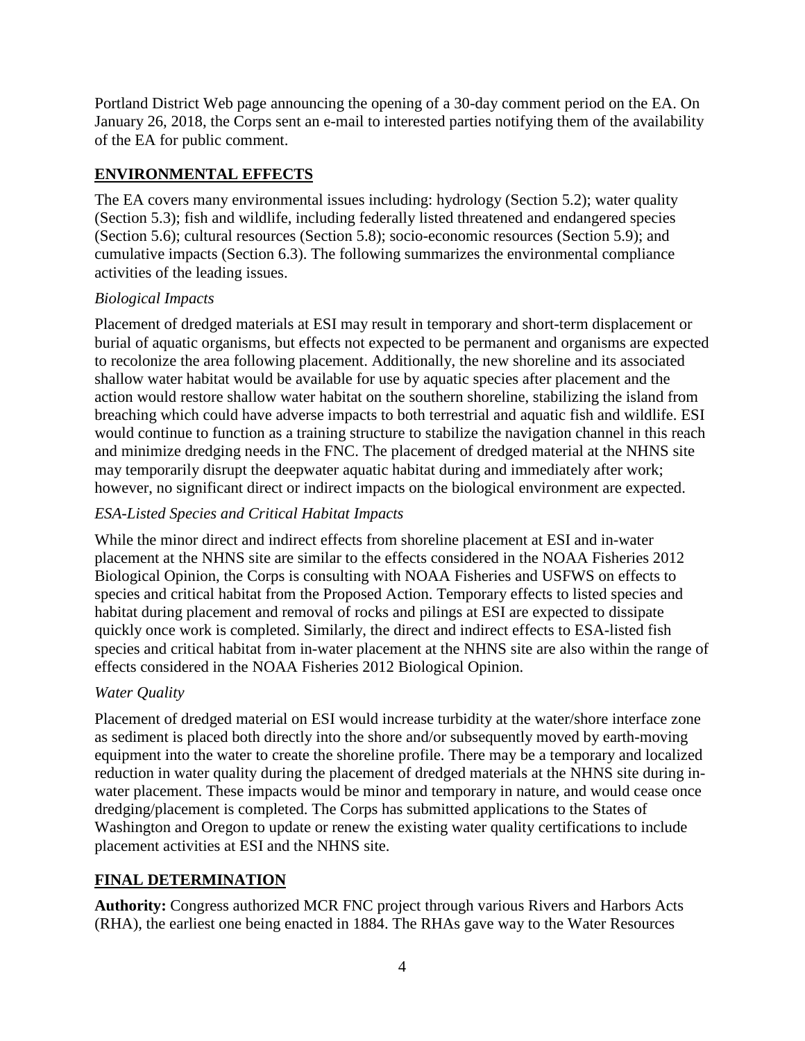Portland District Web page announcing the opening of a 30-day comment period on the EA. On January 26, 2018, the Corps sent an e-mail to interested parties notifying them of the availability of the EA for public comment.

## ENVIRONMENTAL EFFECTS

The EA covers many environmental issues including: hydrology (Section 5.2); water quality (Section 5.3); fish and wildlife, including federally listed threatened and endangered species (Section 5.6); cultural resources (Section 5.8); socio-economic resources (Section 5.9); and cumulative impacts (Section 6.3). The following summarizes the environmental compliance activities of the leading issues.

*Biological Impacts*

Placement of dredged materials at ESI may result in temporary and short-term displacement or burial of aquatic organisms, but effects not expected to be permanent and organisms are expected to recolonize the area following placement. Additionally, the new shoreline and its associated shallow water habitat would be available for use by aquatic species after placement and the action would restore shallow water habitat on the southern shoreline, stabilizing the island from breaching which could have adverse impacts to both terrestrial and aquatic fish and wildlife. ESI would continue to function as a training structure to stabilize the navigation channel in this reach and minimize dredging needs in the FNC. The placement of dredged material at the NHNS site may temporarily disrupt the deepwater aquatic habitat during and immediately after work; however, no significant direct or indirect impacts on the biological environment are expected.

*ESA-Listed Species and Critical Habitat Impacts*

While the minor direct and indirect effects from shoreline placement at ESI and in-water placement at the NHNS site are similar to the effects considered in the NOAA Fisheries 2012 Biological Opinion, the Corps is consulting with NOAA Fisheries and USFWS on effects to species and critical habitat from the Proposed Action. Temporary effects to listed species and habitat during placement and removal of rocks and pilings at ESI are expected to dissipate quickly once work is completed. Similarly, the direct and indirect effects to ESA-listed fish species and critical habitat from in-water placement at the NHNS site are also within the range of effects considered in the NOAA Fisheries 2012 Biological Opinion.

*Water Quality*

Placement of dredged material on ESI would increase turbidity at the water/shore interface zone as sediment is placed both directly into the shore and/or subsequently moved by earth-moving equipment into the water to create the shoreline profile. There may be a temporary and localized reduction in water quality during the placement of dredged materials at the NHNS site during in-water placement. These impacts would be minor and temporary in nature, and would cease once dredging/placement is completed. The Corps has submitted applications to the States of Washington and Oregon to update or renew the existing water quality certifications to include placement activities at ESI and the NHNS site.

## FINAL DETERMINATION

**Authority:** Congress authorized MCR FNC project through various Rivers and Harbors Acts (RHA), the earliest one being enacted in 1884. The RHAs gave way to the Water Resources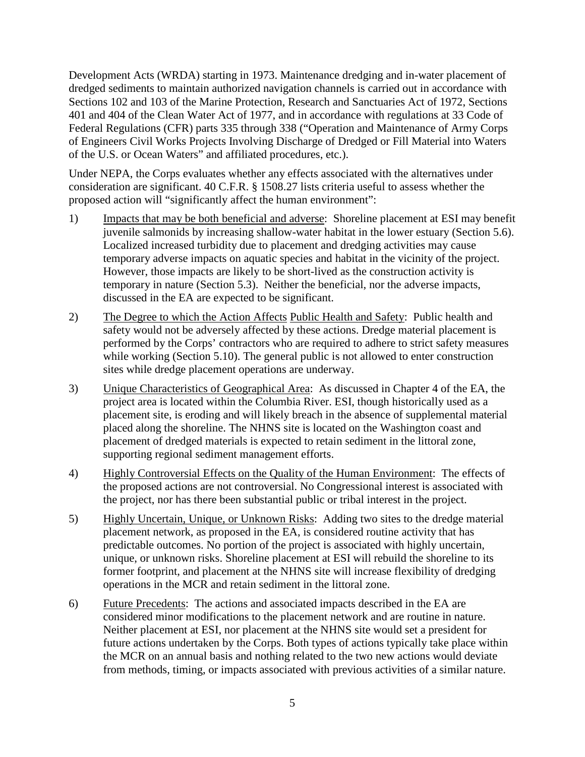Development Acts (WRDA) starting in 1973. Maintenance dredging and in-water placement of dredged sediments to maintain authorized navigation channels is carried out in accordance with Sections 102 and 103 of the Marine Protection, Research and Sanctuaries Act of 1972, Sections 401 and 404 of the Clean Water Act of 1977, and in accordance with regulations at 33 Code of Federal Regulations (CFR) parts 335 through 338 ("Operation and Maintenance of Army Corps of Engineers Civil Works Projects Involving Discharge of Dredged or Fill Material into Waters of the U.S. or Ocean Waters" and affiliated procedures, etc.).

Under NEPA, the Corps evaluates whether any effects associated with the alternatives under consideration are significant. 40 C.F.R. § 1508.27 lists criteria useful to assess whether the proposed action will "significantly affect the human environment":

1) Impacts that may be both beneficial and adverse: Shoreline placement at ESI may benefit juvenile salmonids by increasing shallow-water habitat in the lower estuary (Section 5.6). Localized increased turbidity due to placement and dredging activities may cause temporary adverse impacts on aquatic species and habitat in the vicinity of the project. However, those impacts are likely to be short-lived as the construction activity is temporary in nature (Section 5.3). Neither the beneficial, nor the adverse impacts, discussed in the EA are expected to be significant.

2) The Degree to which the Action Affects Public Health and Safety: Public health and safety would not be adversely affected by these actions. Dredge material placement is performed by the Corps' contractors who are required to adhere to strict safety measures while working (Section 5.10). The general public is not allowed to enter construction sites while dredge placement operations are underway.

3) Unique Characteristics of Geographical Area: As discussed in Chapter 4 of the EA, the project area is located within the Columbia River. ESI, though historically used as a placement site, is eroding and will likely breach in the absence of supplemental material placed along the shoreline. The NHNS site is located on the Washington coast and placement of dredged materials is expected to retain sediment in the littoral zone, supporting regional sediment management efforts.

4) Highly Controversial Effects on the Quality of the Human Environment: The effects of the proposed actions are not controversial. No Congressional interest is associated with the project, nor has there been substantial public or tribal interest in the project.

5) Highly Uncertain, Unique, or Unknown Risks: Adding two sites to the dredge material placement network, as proposed in the EA, is considered routine activity that has predictable outcomes. No portion of the project is associated with highly uncertain, unique, or unknown risks. Shoreline placement at ESI will rebuild the shoreline to its former footprint, and placement at the NHNS site will increase flexibility of dredging operations in the MCR and retain sediment in the littoral zone.

6) Future Precedents: The actions and associated impacts described in the EA are considered minor modifications to the placement network and are routine in nature. Neither placement at ESI, nor placement at the NHNS site would set a president for future actions undertaken by the Corps. Both types of actions typically take place within the MCR on an annual basis and nothing related to the two new actions would deviate from methods, timing, or impacts associated with previous activities of a similar nature.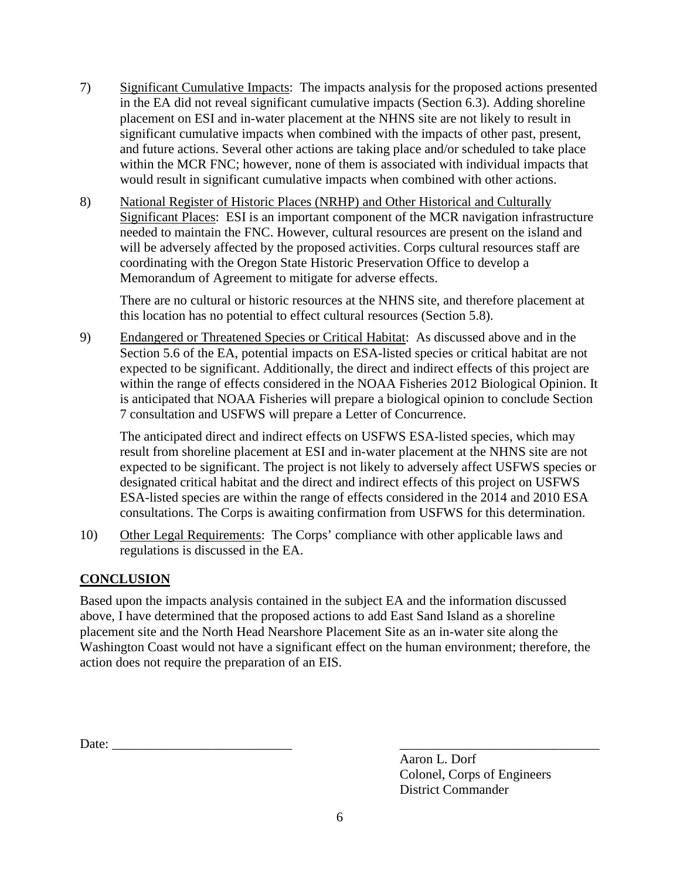7) Significant Cumulative Impacts: The impacts analysis for the proposed actions presented in the EA did not reveal significant cumulative impacts (Section 6.3). Adding shoreline placement on ESI and in-water placement at the NHNS site are not likely to result in significant cumulative impacts when combined with the impacts of other past, present, and future actions. Several other actions are taking place and/or scheduled to take place within the MCR FNC; however, none of them is associated with individual impacts that would result in significant cumulative impacts when combined with other actions.

8) National Register of Historic Places (NRHP) and Other Historical and Culturally Significant Places: ESI is an important component of the MCR navigation infrastructure needed to maintain the FNC. However, cultural resources are present on the island and will be adversely affected by the proposed activities. Corps cultural resources staff are coordinating with the Oregon State Historic Preservation Office to develop a Memorandum of Agreement to mitigate for adverse effects.

   There are no cultural or historic resources at the NHNS site, and therefore placement at this location has no potential to effect cultural resources (Section 5.8).

9) Endangered or Threatened Species or Critical Habitat: As discussed above and in the Section 5.6 of the EA, potential impacts on ESA-listed species or critical habitat are not expected to be significant. Additionally, the direct and indirect effects of this project are within the range of effects considered in the NOAA Fisheries 2012 Biological Opinion. It is anticipated that NOAA Fisheries will prepare a biological opinion to conclude Section 7 consultation and USFWS will prepare a Letter of Concurrence.

   The anticipated direct and indirect effects on USFWS ESA-listed species, which may result from shoreline placement at ESI and in-water placement at the NHNS site are not expected to be significant. The project is not likely to adversely affect USFWS species or designated critical habitat and the direct and indirect effects of this project on USFWS ESA-listed species are within the range of effects considered in the 2014 and 2010 ESA consultations. The Corps is awaiting confirmation from USFWS for this determination.

10) Other Legal Requirements: The Corps' compliance with other applicable laws and regulations is discussed in the EA.

## CONCLUSION

Based upon the impacts analysis contained in the subject EA and the information discussed above, I have determined that the proposed actions to add East Sand Island as a shoreline placement site and the North Head Nearshore Placement Site as an in-water site along the Washington Coast would not have a significant effect on the human environment; therefore, the action does not require the preparation of an EIS.

Date: ___________________________

_______________________________
Aaron L. Dorf
Colonel, Corps of Engineers
District Commander